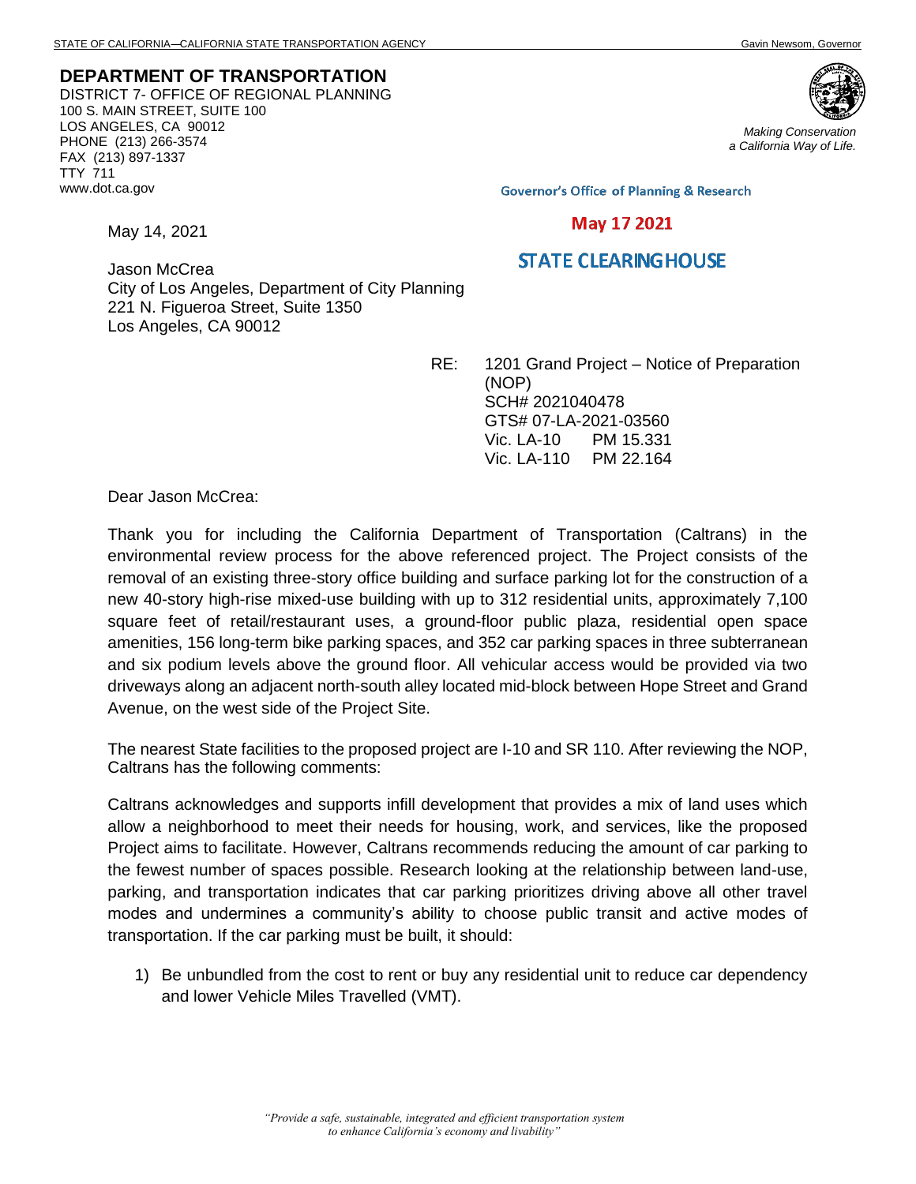STATE OF CALIFORNIA—CALIFORNIA STATE TRANSPORTATION AGENCY Gavin Newsom, Governor

**DEPARTMENT OF TRANSPORTATION**
DISTRICT 7- OFFICE OF REGIONAL PLANNING
100 S. MAIN STREET, SUITE 100
LOS ANGELES, CA 90012
PHONE (213) 266-3574
FAX (213) 897-1337
TTY 711
www.dot.ca.gov

*Making Conservation a California Way of Life.*

Governor's Office of Planning & Research

May 17 2021

STATE CLEARINGHOUSE

May 14, 2021

Jason McCrea
City of Los Angeles, Department of City Planning
221 N. Figueroa Street, Suite 1350
Los Angeles, CA 90012

RE: 1201 Grand Project – Notice of Preparation (NOP)
SCH# 2021040478
GTS# 07-LA-2021-03560
Vic. LA-10 PM 15.331
Vic. LA-110 PM 22.164

Dear Jason McCrea:

Thank you for including the California Department of Transportation (Caltrans) in the environmental review process for the above referenced project. The Project consists of the removal of an existing three-story office building and surface parking lot for the construction of a new 40-story high-rise mixed-use building with up to 312 residential units, approximately 7,100 square feet of retail/restaurant uses, a ground-floor public plaza, residential open space amenities, 156 long-term bike parking spaces, and 352 car parking spaces in three subterranean and six podium levels above the ground floor. All vehicular access would be provided via two driveways along an adjacent north-south alley located mid-block between Hope Street and Grand Avenue, on the west side of the Project Site.

The nearest State facilities to the proposed project are I-10 and SR 110. After reviewing the NOP, Caltrans has the following comments:

Caltrans acknowledges and supports infill development that provides a mix of land uses which allow a neighborhood to meet their needs for housing, work, and services, like the proposed Project aims to facilitate. However, Caltrans recommends reducing the amount of car parking to the fewest number of spaces possible. Research looking at the relationship between land-use, parking, and transportation indicates that car parking prioritizes driving above all other travel modes and undermines a community's ability to choose public transit and active modes of transportation. If the car parking must be built, it should:

1) Be unbundled from the cost to rent or buy any residential unit to reduce car dependency and lower Vehicle Miles Travelled (VMT).

*"Provide a safe, sustainable, integrated and efficient transportation system to enhance California's economy and livability"*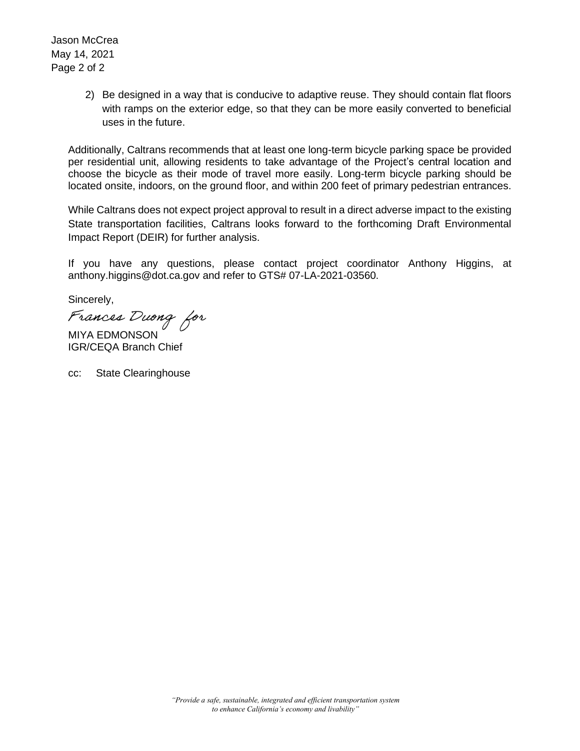2) Be designed in a way that is conducive to adaptive reuse. They should contain flat floors with ramps on the exterior edge, so that they can be more easily converted to beneficial uses in the future.

Additionally, Caltrans recommends that at least one long-term bicycle parking space be provided per residential unit, allowing residents to take advantage of the Project's central location and choose the bicycle as their mode of travel more easily. Long-term bicycle parking should be located onsite, indoors, on the ground floor, and within 200 feet of primary pedestrian entrances.

While Caltrans does not expect project approval to result in a direct adverse impact to the existing State transportation facilities, Caltrans looks forward to the forthcoming Draft Environmental Impact Report (DEIR) for further analysis.

If you have any questions, please contact project coordinator Anthony Higgins, at anthony.higgins@dot.ca.gov and refer to GTS# 07-LA-2021-03560.

Sincerely,

Frances Duong for

MIYA EDMONSON
IGR/CEQA Branch Chief

cc: State Clearinghouse

*"Provide a safe, sustainable, integrated and efficient transportation system to enhance California's economy and livability"*